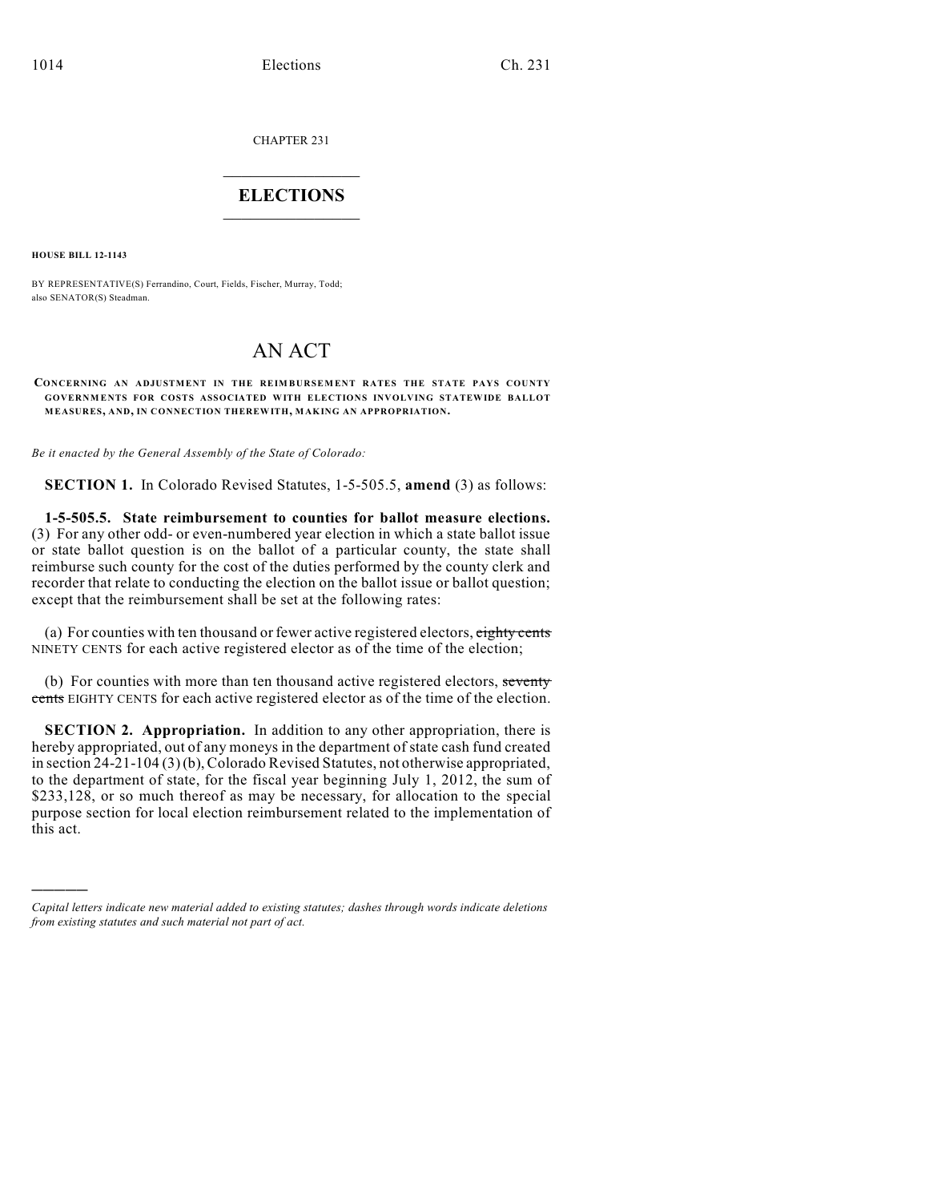CHAPTER 231

# ELECTIONS

**HOUSE BILL 12-1143**

BY REPRESENTATIVE(S) Ferrandino, Court, Fields, Fischer, Murray, Todd; also SENATOR(S) Steadman.

# AN ACT

**CONCERNING AN ADJUSTMENT IN THE REIMBURSEMENT RATES THE STATE PAYS COUNTY GOVERNMENTS FOR COSTS ASSOCIATED WITH ELECTIONS INVOLVING STATEWIDE BALLOT MEASURES, AND, IN CONNECTION THEREWITH, MAKING AN APPROPRIATION.**

*Be it enacted by the General Assembly of the State of Colorado:*

**SECTION 1.** In Colorado Revised Statutes, 1-5-505.5, **amend** (3) as follows:

**1-5-505.5. State reimbursement to counties for ballot measure elections.** (3) For any other odd- or even-numbered year election in which a state ballot issue or state ballot question is on the ballot of a particular county, the state shall reimburse such county for the cost of the duties performed by the county clerk and recorder that relate to conducting the election on the ballot issue or ballot question; except that the reimbursement shall be set at the following rates:

(a) For counties with ten thousand or fewer active registered electors, ~~eighty cents~~ NINETY CENTS for each active registered elector as of the time of the election;

(b) For counties with more than ten thousand active registered electors, ~~seventy cents~~ EIGHTY CENTS for each active registered elector as of the time of the election.

**SECTION 2. Appropriation.** In addition to any other appropriation, there is hereby appropriated, out of any moneys in the department of state cash fund created in section 24-21-104 (3) (b), Colorado Revised Statutes, not otherwise appropriated, to the department of state, for the fiscal year beginning July 1, 2012, the sum of $233,128, or so much thereof as may be necessary, for allocation to the special purpose section for local election reimbursement related to the implementation of this act.

---

*Capital letters indicate new material added to existing statutes; dashes through words indicate deletions from existing statutes and such material not part of act.*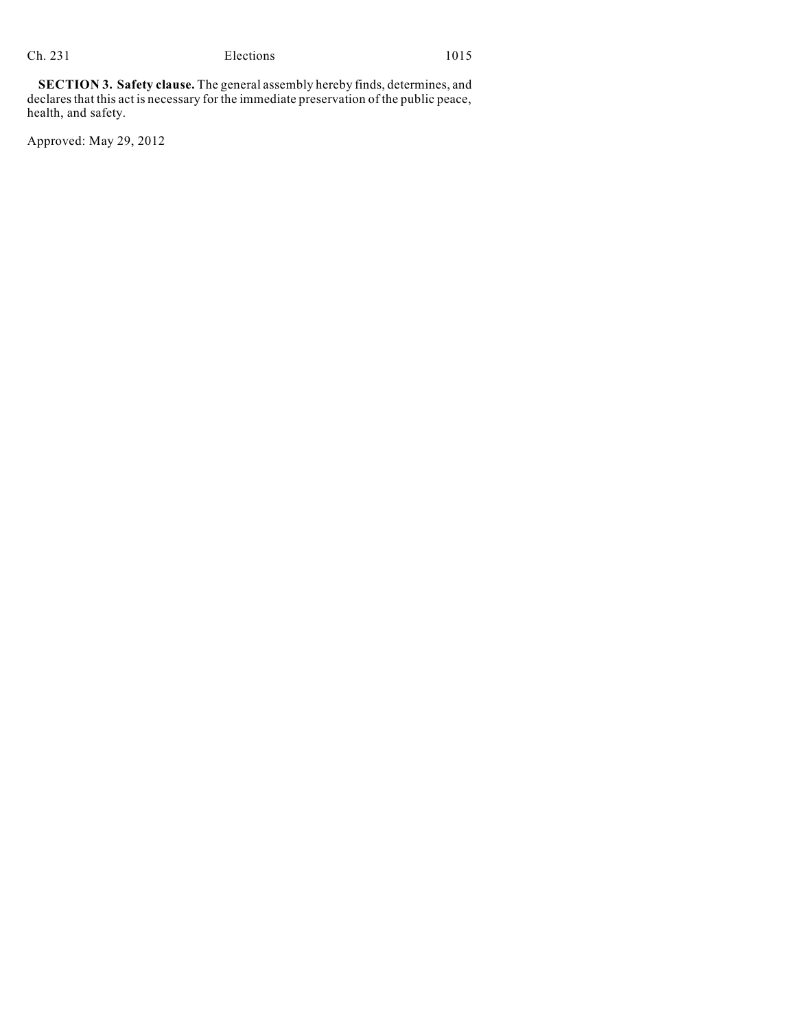**SECTION 3. Safety clause.** The general assembly hereby finds, determines, and declares that this act is necessary for the immediate preservation of the public peace, health, and safety.

Approved: May 29, 2012